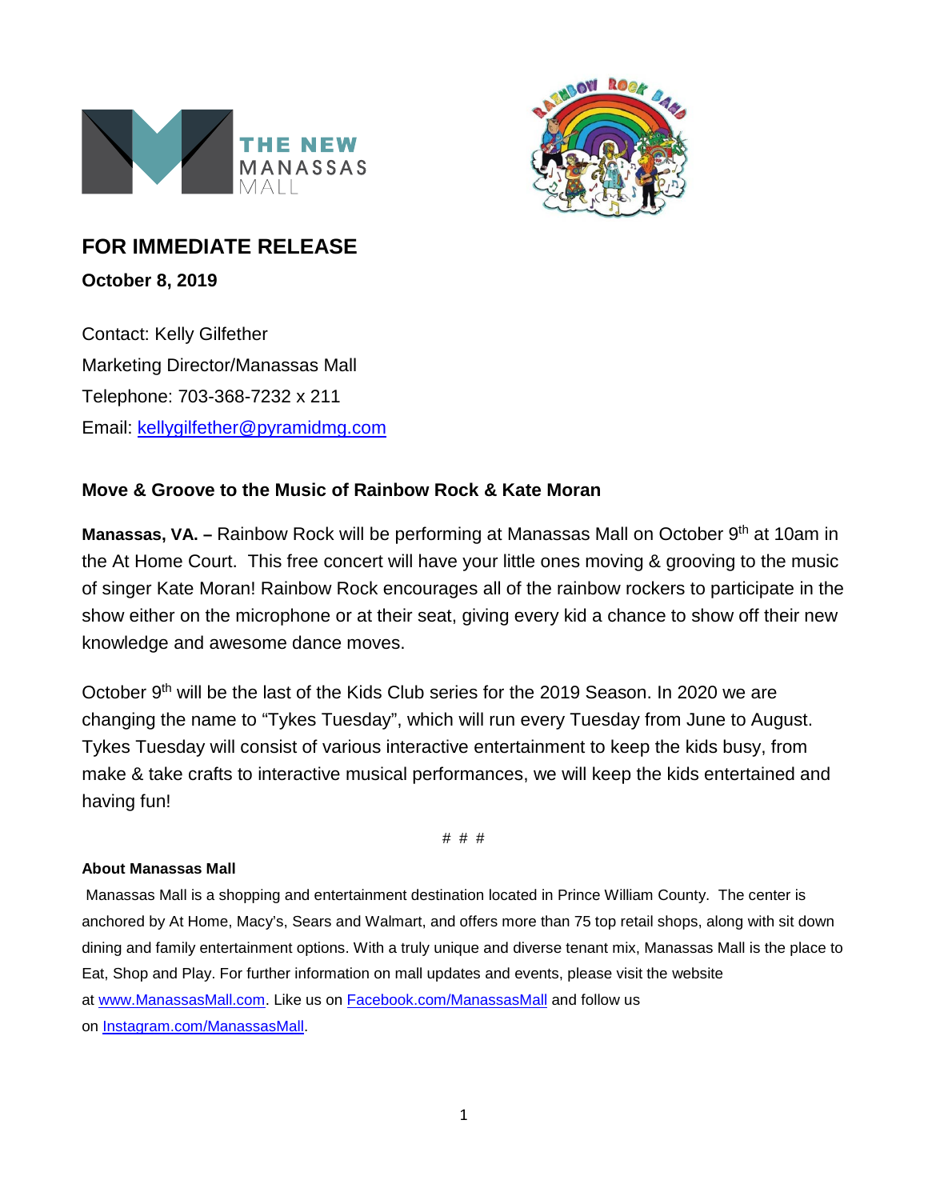# FOR IMMEDIATE RELEASE

**October 8, 2019**

Contact: Kelly Gilfether
Marketing Director/Manassas Mall
Telephone: 703-368-7232 x 211
Email: kellygilfether@pyramidmg.com

## Move & Groove to the Music of Rainbow Rock & Kate Moran

**Manassas, VA. –** Rainbow Rock will be performing at Manassas Mall on October 9th at 10am in the At Home Court. This free concert will have your little ones moving & grooving to the music of singer Kate Moran! Rainbow Rock encourages all of the rainbow rockers to participate in the show either on the microphone or at their seat, giving every kid a chance to show off their new knowledge and awesome dance moves.

October 9th will be the last of the Kids Club series for the 2019 Season. In 2020 we are changing the name to "Tykes Tuesday", which will run every Tuesday from June to August. Tykes Tuesday will consist of various interactive entertainment to keep the kids busy, from make & take crafts to interactive musical performances, we will keep the kids entertained and having fun!

# # #

**About Manassas Mall**

Manassas Mall is a shopping and entertainment destination located in Prince William County. The center is anchored by At Home, Macy's, Sears and Walmart, and offers more than 75 top retail shops, along with sit down dining and family entertainment options. With a truly unique and diverse tenant mix, Manassas Mall is the place to Eat, Shop and Play. For further information on mall updates and events, please visit the website at www.ManassasMall.com. Like us on Facebook.com/ManassasMall and follow us on Instagram.com/ManassasMall.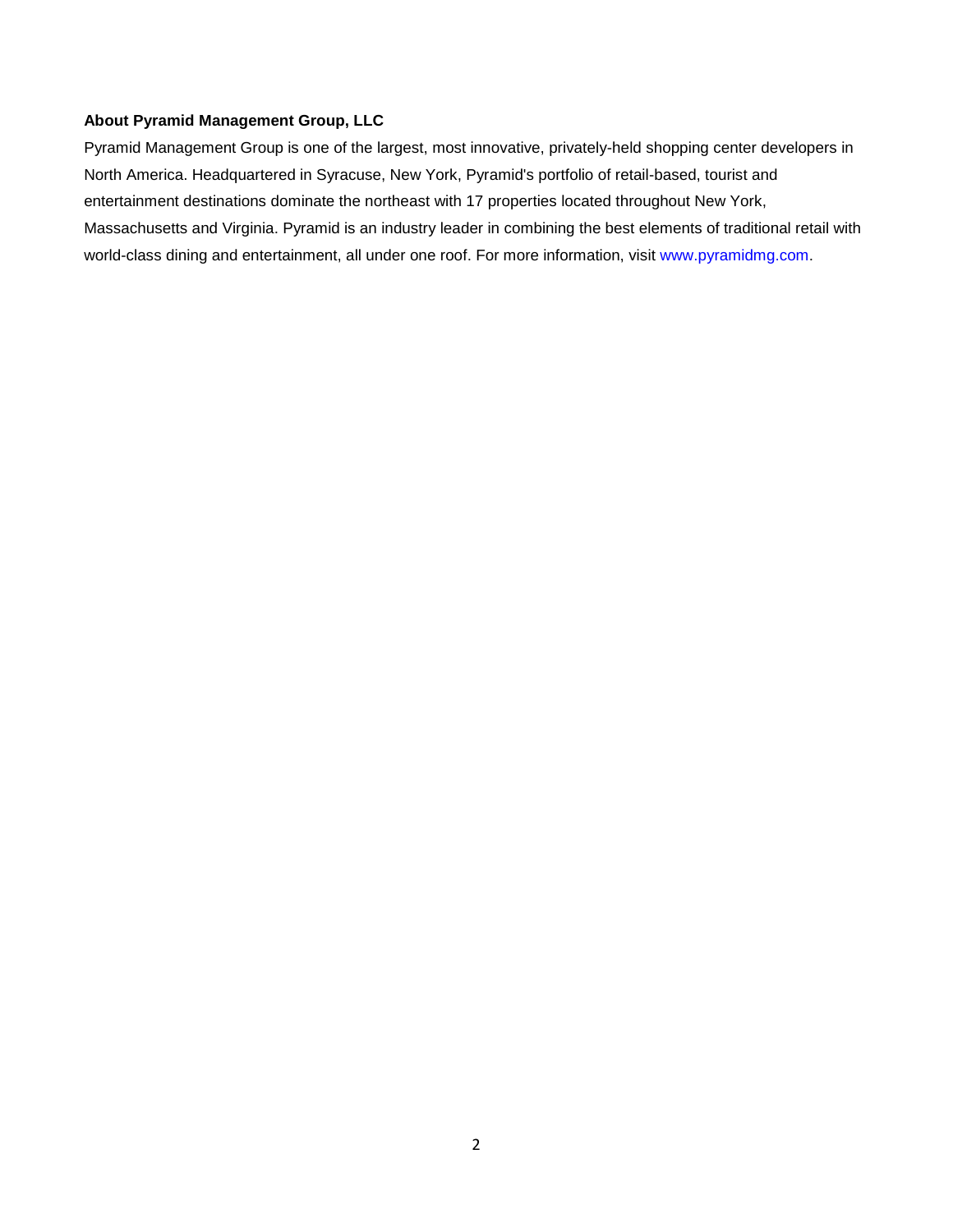**About Pyramid Management Group, LLC**

Pyramid Management Group is one of the largest, most innovative, privately-held shopping center developers in North America. Headquartered in Syracuse, New York, Pyramid's portfolio of retail-based, tourist and entertainment destinations dominate the northeast with 17 properties located throughout New York, Massachusetts and Virginia. Pyramid is an industry leader in combining the best elements of traditional retail with world-class dining and entertainment, all under one roof. For more information, visit www.pyramidmg.com.